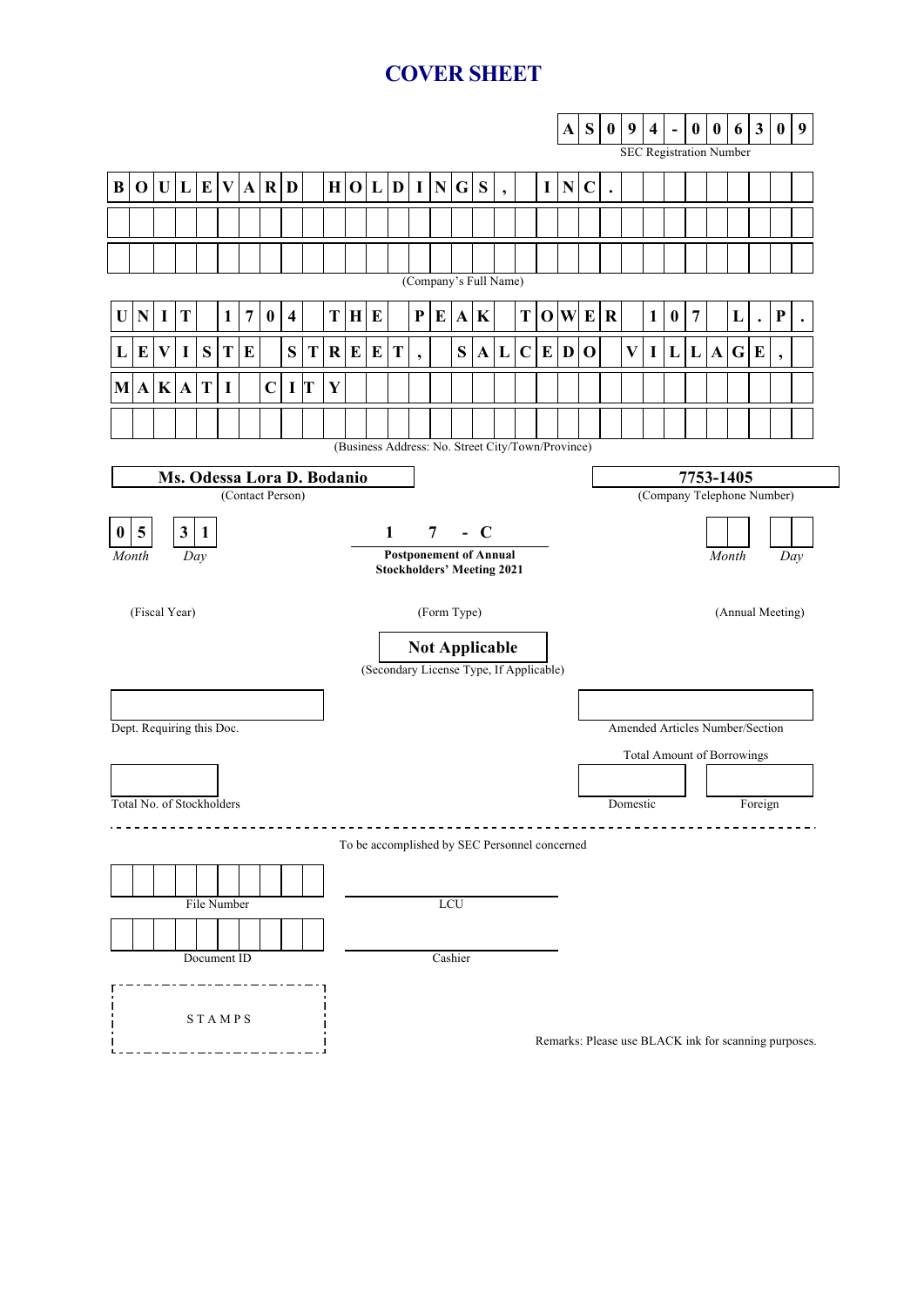# COVER SHEET

**AS094-006309**
SEC Registration Number

**BOULEVARD HOLDINGS, INC.**

(Company's Full Name)

**UNIT 1704 THE PEAK TOWER 107 L.P. LEVISTE STREET, SALCEDO VILLAGE, MAKATI CITY**

(Business Address: No. Street City/Town/Province)

**Ms. Odessa Lora D. Bodanio**
(Contact Person)

**7753-1405**
(Company Telephone Number)

| **0 5** | **3 1** | **17-C** | | |
|---|---|---|---|---|
| *Month* | *Day* | **Postponement of Annual Stockholders' Meeting 2021** | *Month* | *Day* |
| (Fiscal Year) | | (Form Type) | (Annual Meeting) | |

**Not Applicable**
(Secondary License Type, If Applicable)

Dept. Requiring this Doc.

Amended Articles Number/Section

Total Amount of Borrowings

Total No. of Stockholders

Domestic

Foreign

---

To be accomplished by SEC Personnel concerned

File Number

LCU

Document ID

Cashier

STAMPS

Remarks: Please use BLACK ink for scanning purposes.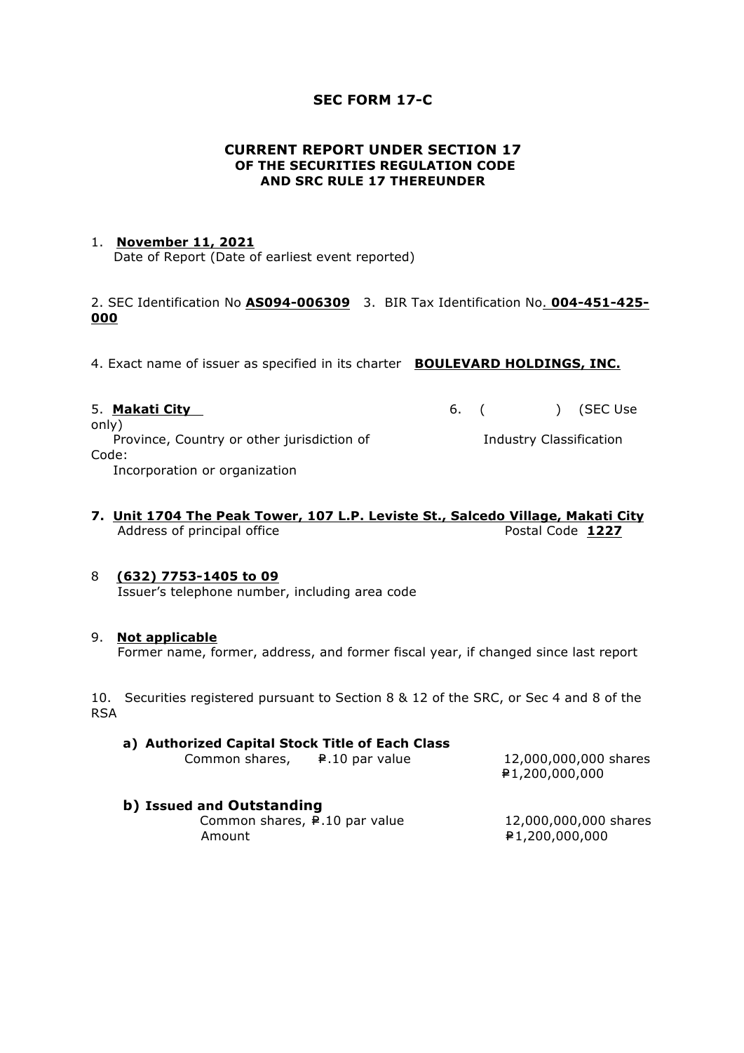# SEC FORM 17-C

## CURRENT REPORT UNDER SECTION 17
### OF THE SECURITIES REGULATION CODE
### AND SRC RULE 17 THEREUNDER

1. **November 11, 2021**
   Date of Report (Date of earliest event reported)

2. SEC Identification No **AS094-006309** 3. BIR Tax Identification No. **004-451-425-000**

4. Exact name of issuer as specified in its charter **BOULEVARD HOLDINGS, INC.**

5. **Makati City**
   Province, Country or other jurisdiction of Incorporation or organization

6. ( ) (SEC Use only)
   Industry Classification Code:

7. **Unit 1704 The Peak Tower, 107 L.P. Leviste St., Salcedo Village, Makati City**
   Address of principal office Postal Code **1227**

8. **(632) 7753-1405 to 09**
   Issuer's telephone number, including area code

9. **Not applicable**
   Former name, former, address, and former fiscal year, if changed since last report

10. Securities registered pursuant to Section 8 & 12 of the SRC, or Sec 4 and 8 of the RSA

**a) Authorized Capital Stock Title of Each Class**

| | |
|---|---|
| Common shares, ₱.10 par value | 12,000,000,000 shares |
| | ₱1,200,000,000 |

**b) Issued and Outstanding**

| | |
|---|---|
| Common shares, ₱.10 par value | 12,000,000,000 shares |
| Amount | ₱1,200,000,000 |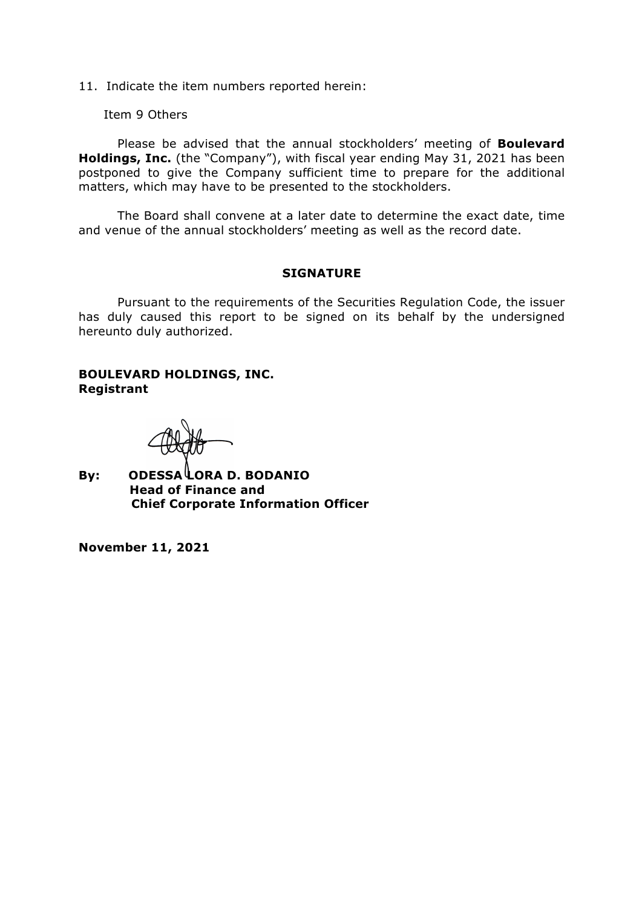11. Indicate the item numbers reported herein:

Item 9 Others

Please be advised that the annual stockholders' meeting of **Boulevard Holdings, Inc.** (the "Company"), with fiscal year ending May 31, 2021 has been postponed to give the Company sufficient time to prepare for the additional matters, which may have to be presented to the stockholders.

The Board shall convene at a later date to determine the exact date, time and venue of the annual stockholders' meeting as well as the record date.

## SIGNATURE

Pursuant to the requirements of the Securities Regulation Code, the issuer has duly caused this report to be signed on its behalf by the undersigned hereunto duly authorized.

**BOULEVARD HOLDINGS, INC.**
**Registrant**

**By: ODESSA LORA D. BODANIO**
**Head of Finance and**
**Chief Corporate Information Officer**

**November 11, 2021**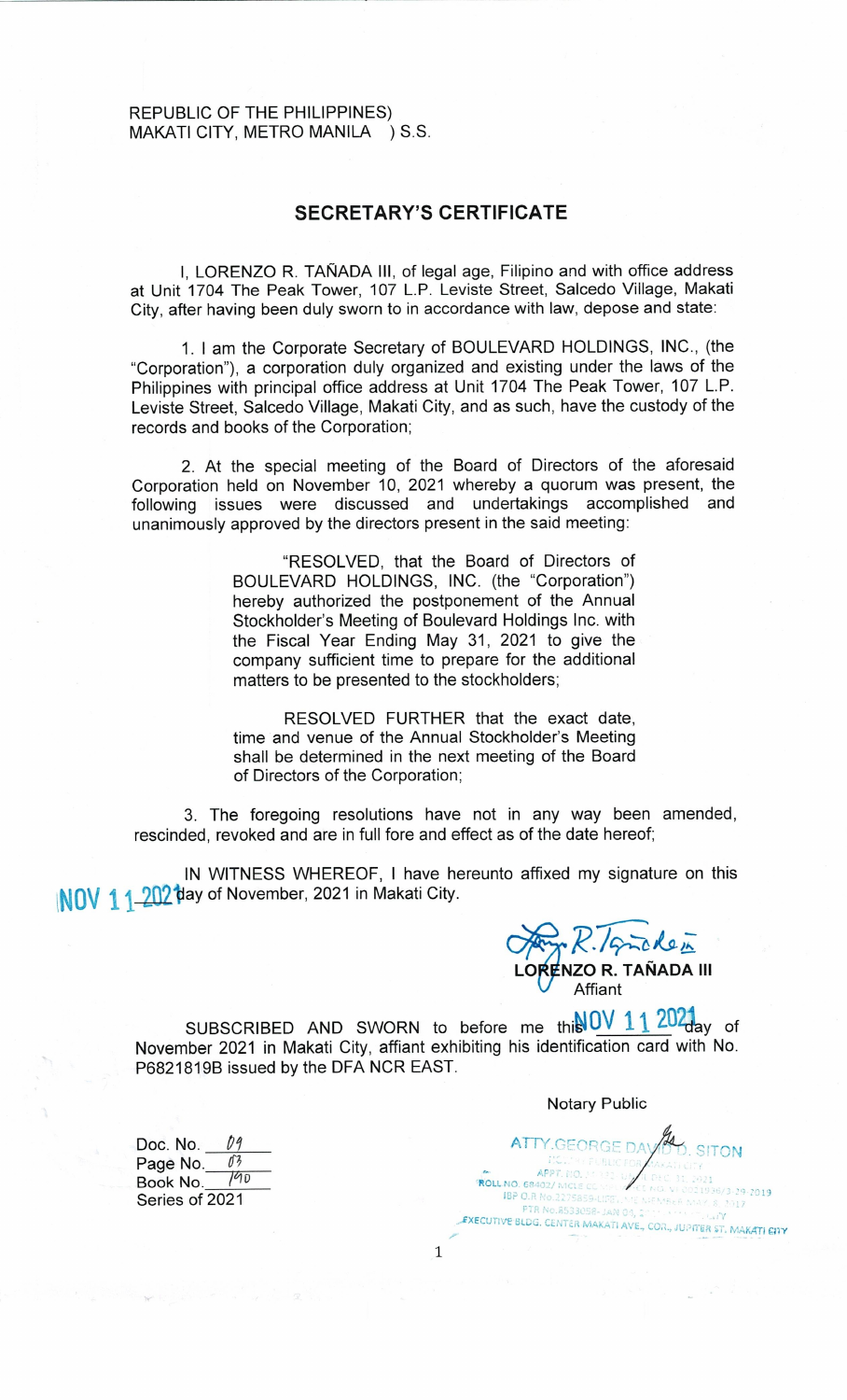REPUBLIC OF THE PHILIPPINES)
MAKATI CITY, METRO MANILA ) S.S.

# SECRETARY'S CERTIFICATE

I, LORENZO R. TAÑADA III, of legal age, Filipino and with office address at Unit 1704 The Peak Tower, 107 L.P. Leviste Street, Salcedo Village, Makati City, after having been duly sworn to in accordance with law, depose and state:

1. I am the Corporate Secretary of BOULEVARD HOLDINGS, INC., (the "Corporation"), a corporation duly organized and existing under the laws of the Philippines with principal office address at Unit 1704 The Peak Tower, 107 L.P. Leviste Street, Salcedo Village, Makati City, and as such, have the custody of the records and books of the Corporation;

2. At the special meeting of the Board of Directors of the aforesaid Corporation held on November 10, 2021 whereby a quorum was present, the following issues were discussed and undertakings accomplished and unanimously approved by the directors present in the said meeting:

> "RESOLVED, that the Board of Directors of BOULEVARD HOLDINGS, INC. (the "Corporation") hereby authorized the postponement of the Annual Stockholder's Meeting of Boulevard Holdings Inc. with the Fiscal Year Ending May 31, 2021 to give the company sufficient time to prepare for the additional matters to be presented to the stockholders;
>
> RESOLVED FURTHER that the exact date, time and venue of the Annual Stockholder's Meeting shall be determined in the next meeting of the Board of Directors of the Corporation;

3. The foregoing resolutions have not in any way been amended, rescinded, revoked and are in full fore and effect as of the date hereof;

IN WITNESS WHEREOF, I have hereunto affixed my signature on this NOV 11 2021 day of November, 2021 in Makati City.

LORENZO R. TAÑADA III
Affiant

SUBSCRIBED AND SWORN to before me this NOV 11 2021 day of November 2021 in Makati City, affiant exhibiting his identification card with No. P6821819B issued by the DFA NCR EAST.

Notary Public

Doc. No. 09
Page No. 03
Book No. 190
Series of 2021

ATTY. GEORGE DAVID D. SITON
ROLL NO. 68402
EXECUTIVE BLDG. CENTER MAKATI AVE., COR., JUPITER ST. MAKATI CITY